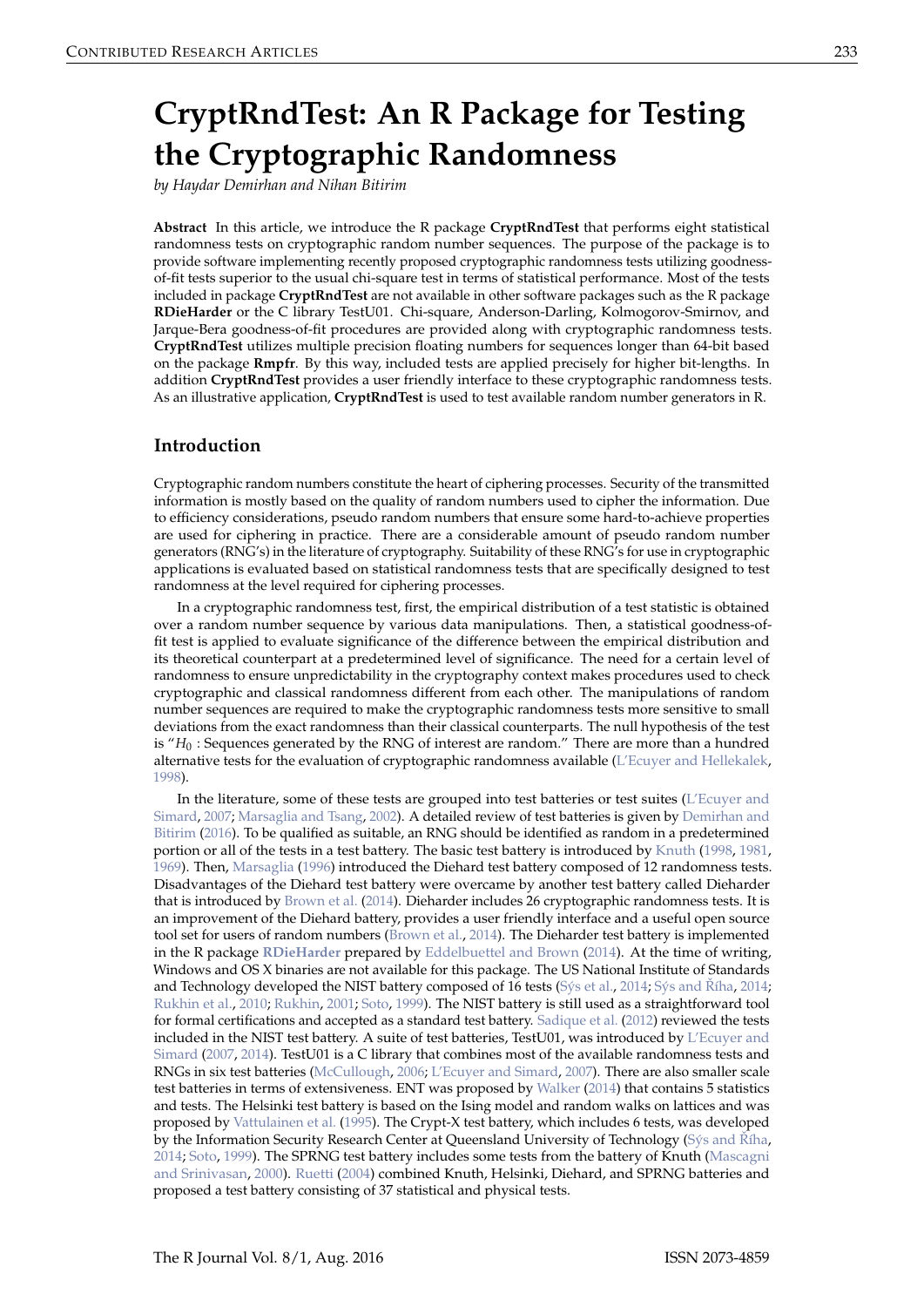# CryptRndTest: An R Package for Testing the Cryptographic Randomness

*by Haydar Demirhan and Nihan Bitirim*

**Abstract** In this article, we introduce the R package **CryptRndTest** that performs eight statistical randomness tests on cryptographic random number sequences. The purpose of the package is to provide software implementing recently proposed cryptographic randomness tests utilizing goodness-of-fit tests superior to the usual chi-square test in terms of statistical performance. Most of the tests included in package **CryptRndTest** are not available in other software packages such as the R package **RDieHarder** or the C library TestU01. Chi-square, Anderson-Darling, Kolmogorov-Smirnov, and Jarque-Bera goodness-of-fit procedures are provided along with cryptographic randomness tests. **CryptRndTest** utilizes multiple precision floating numbers for sequences longer than 64-bit based on the package **Rmpfr**. By this way, included tests are applied precisely for higher bit-lengths. In addition **CryptRndTest** provides a user friendly interface to these cryptographic randomness tests. As an illustrative application, **CryptRndTest** is used to test available random number generators in R.

## Introduction

Cryptographic random numbers constitute the heart of ciphering processes. Security of the transmitted information is mostly based on the quality of random numbers used to cipher the information. Due to efficiency considerations, pseudo random numbers that ensure some hard-to-achieve properties are used for ciphering in practice. There are a considerable amount of pseudo random number generators (RNG's) in the literature of cryptography. Suitability of these RNG's for use in cryptographic applications is evaluated based on statistical randomness tests that are specifically designed to test randomness at the level required for ciphering processes.

In a cryptographic randomness test, first, the empirical distribution of a test statistic is obtained over a random number sequence by various data manipulations. Then, a statistical goodness-of-fit test is applied to evaluate significance of the difference between the empirical distribution and its theoretical counterpart at a predetermined level of significance. The need for a certain level of randomness to ensure unpredictability in the cryptography context makes procedures used to check cryptographic and classical randomness different from each other. The manipulations of random number sequences are required to make the cryptographic randomness tests more sensitive to small deviations from the exact randomness than their classical counterparts. The null hypothesis of the test is "$H_0$ : Sequences generated by the RNG of interest are random." There are more than a hundred alternative tests for the evaluation of cryptographic randomness available (L'Ecuyer and Hellekalek, 1998).

In the literature, some of these tests are grouped into test batteries or test suites (L'Ecuyer and Simard, 2007; Marsaglia and Tsang, 2002). A detailed review of test batteries is given by Demirhan and Bitirim (2016). To be qualified as suitable, an RNG should be identified as random in a predetermined portion or all of the tests in a test battery. The basic test battery is introduced by Knuth (1998, 1981, 1969). Then, Marsaglia (1996) introduced the Diehard test battery composed of 12 randomness tests. Disadvantages of the Diehard test battery were overcame by another test battery called Dieharder that is introduced by Brown et al. (2014). Dieharder includes 26 cryptographic randomness tests. It is an improvement of the Diehard battery, provides a user friendly interface and a useful open source tool set for users of random numbers (Brown et al., 2014). The Dieharder test battery is implemented in the R package **RDieHarder** prepared by Eddelbuettel and Brown (2014). At the time of writing, Windows and OS X binaries are not available for this package. The US National Institute of Standards and Technology developed the NIST battery composed of 16 tests (Sýs et al., 2014; Sýs and Říha, 2014; Rukhin et al., 2010; Rukhin, 2001; Soto, 1999). The NIST battery is still used as a straightforward tool for formal certifications and accepted as a standard test battery. Sadique et al. (2012) reviewed the tests included in the NIST test battery. A suite of test batteries, TestU01, was introduced by L'Ecuyer and Simard (2007, 2014). TestU01 is a C library that combines most of the available randomness tests and RNGs in six test batteries (McCullough, 2006; L'Ecuyer and Simard, 2007). There are also smaller scale test batteries in terms of extensiveness. ENT was proposed by Walker (2014) that contains 5 statistics and tests. The Helsinki test battery is based on the Ising model and random walks on lattices and was proposed by Vattulainen et al. (1995). The Crypt-X test battery, which includes 6 tests, was developed by the Information Security Research Center at Queensland University of Technology (Sýs and Říha, 2014; Soto, 1999). The SPRNG test battery includes some tests from the battery of Knuth (Mascagni and Srinivasan, 2000). Ruetti (2004) combined Knuth, Helsinki, Diehard, and SPRNG batteries and proposed a test battery consisting of 37 statistical and physical tests.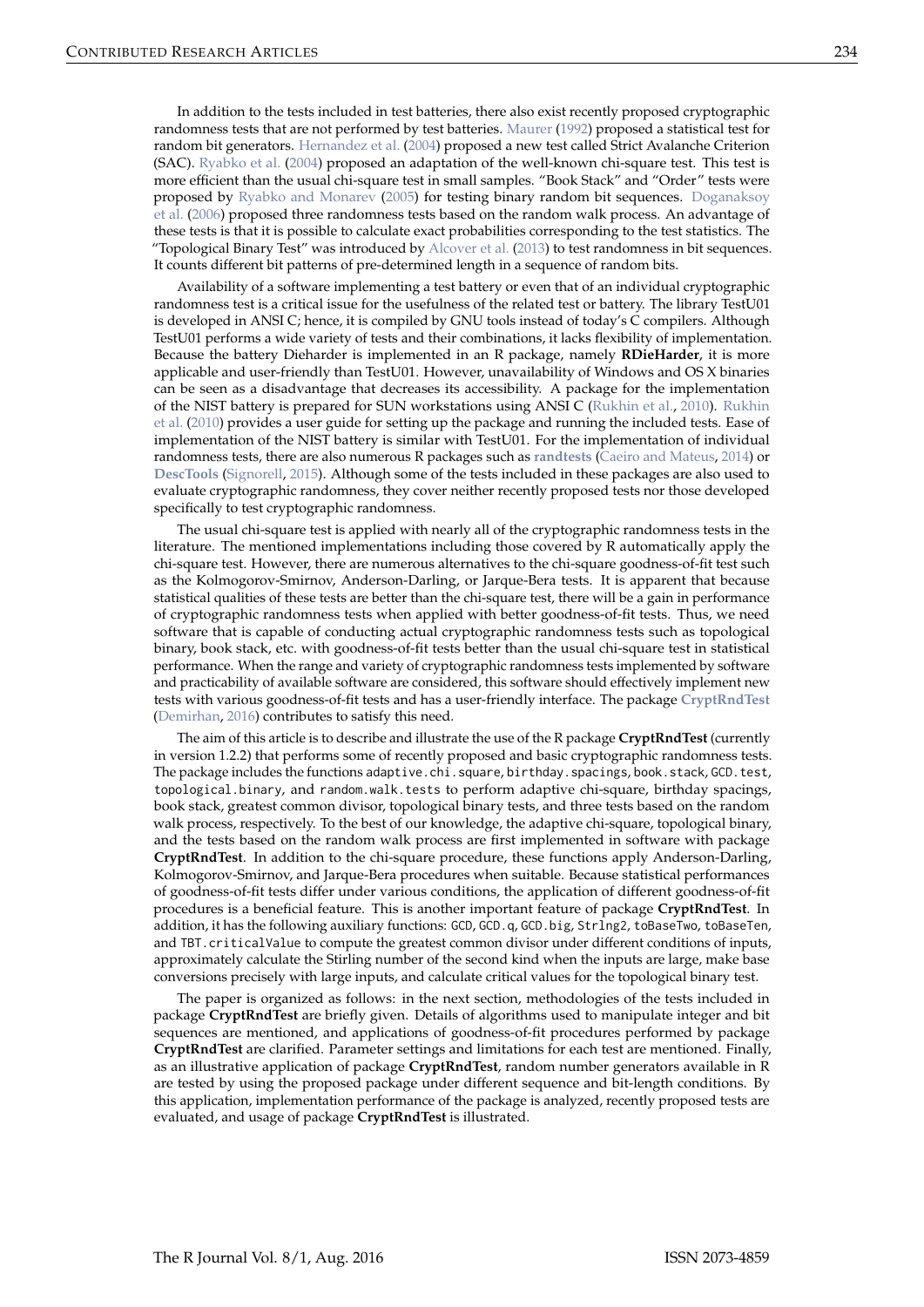In addition to the tests included in test batteries, there also exist recently proposed cryptographic randomness tests that are not performed by test batteries. Maurer (1992) proposed a statistical test for random bit generators. Hernandez et al. (2004) proposed a new test called Strict Avalanche Criterion (SAC). Ryabko et al. (2004) proposed an adaptation of the well-known chi-square test. This test is more efficient than the usual chi-square test in small samples. "Book Stack" and "Order" tests were proposed by Ryabko and Monarev (2005) for testing binary random bit sequences. Doganaksoy et al. (2006) proposed three randomness tests based on the random walk process. An advantage of these tests is that it is possible to calculate exact probabilities corresponding to the test statistics. The "Topological Binary Test" was introduced by Alcover et al. (2013) to test randomness in bit sequences. It counts different bit patterns of pre-determined length in a sequence of random bits.

Availability of a software implementing a test battery or even that of an individual cryptographic randomness test is a critical issue for the usefulness of the related test or battery. The library TestU01 is developed in ANSI C; hence, it is compiled by GNU tools instead of today's C compilers. Although TestU01 performs a wide variety of tests and their combinations, it lacks flexibility of implementation. Because the battery Dieharder is implemented in an R package, namely **RDieHarder**, it is more applicable and user-friendly than TestU01. However, unavailability of Windows and OS X binaries can be seen as a disadvantage that decreases its accessibility. A package for the implementation of the NIST battery is prepared for SUN workstations using ANSI C (Rukhin et al., 2010). Rukhin et al. (2010) provides a user guide for setting up the package and running the included tests. Ease of implementation of the NIST battery is similar with TestU01. For the implementation of individual randomness tests, there are also numerous R packages such as **randtests** (Caeiro and Mateus, 2014) or **DescTools** (Signorell, 2015). Although some of the tests included in these packages are also used to evaluate cryptographic randomness, they cover neither recently proposed tests nor those developed specifically to test cryptographic randomness.

The usual chi-square test is applied with nearly all of the cryptographic randomness tests in the literature. The mentioned implementations including those covered by R automatically apply the chi-square test. However, there are numerous alternatives to the chi-square goodness-of-fit test such as the Kolmogorov-Smirnov, Anderson-Darling, or Jarque-Bera tests. It is apparent that because statistical qualities of these tests are better than the chi-square test, there will be a gain in performance of cryptographic randomness tests when applied with better goodness-of-fit tests. Thus, we need software that is capable of conducting actual cryptographic randomness tests such as topological binary, book stack, etc. with goodness-of-fit tests better than the usual chi-square test in statistical performance. When the range and variety of cryptographic randomness tests implemented by software and practicability of available software are considered, this software should effectively implement new tests with various goodness-of-fit tests and has a user-friendly interface. The package **CryptRndTest** (Demirhan, 2016) contributes to satisfy this need.

The aim of this article is to describe and illustrate the use of the R package **CryptRndTest** (currently in version 1.2.2) that performs some of recently proposed and basic cryptographic randomness tests. The package includes the functions `adaptive.chi.square`, `birthday.spacings`, `book.stack`, `GCD.test`, `topological.binary`, and `random.walk.tests` to perform adaptive chi-square, birthday spacings, book stack, greatest common divisor, topological binary tests, and three tests based on the random walk process, respectively. To the best of our knowledge, the adaptive chi-square, topological binary, and the tests based on the random walk process are first implemented in software with package **CryptRndTest**. In addition to the chi-square procedure, these functions apply Anderson-Darling, Kolmogorov-Smirnov, and Jarque-Bera procedures when suitable. Because statistical performances of goodness-of-fit tests differ under various conditions, the application of different goodness-of-fit procedures is a beneficial feature. This is another important feature of package **CryptRndTest**. In addition, it has the following auxiliary functions: `GCD`, `GCD.q`, `GCD.big`, `Strlng2`, `toBaseTwo`, `toBaseTen`, and `TBT.criticalValue` to compute the greatest common divisor under different conditions of inputs, approximately calculate the Stirling number of the second kind when the inputs are large, make base conversions precisely with large inputs, and calculate critical values for the topological binary test.

The paper is organized as follows: in the next section, methodologies of the tests included in package **CryptRndTest** are briefly given. Details of algorithms used to manipulate integer and bit sequences are mentioned, and applications of goodness-of-fit procedures performed by package **CryptRndTest** are clarified. Parameter settings and limitations for each test are mentioned. Finally, as an illustrative application of package **CryptRndTest**, random number generators available in R are tested by using the proposed package under different sequence and bit-length conditions. By this application, implementation performance of the package is analyzed, recently proposed tests are evaluated, and usage of package **CryptRndTest** is illustrated.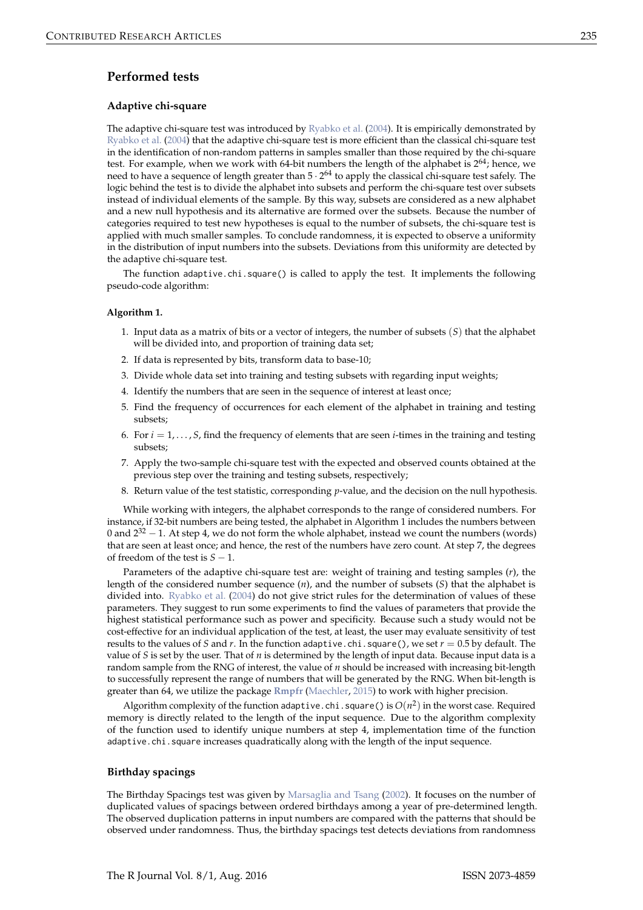## Performed tests

### Adaptive chi-square

The adaptive chi-square test was introduced by Ryabko et al. (2004). It is empirically demonstrated by Ryabko et al. (2004) that the adaptive chi-square test is more efficient than the classical chi-square test in the identification of non-random patterns in samples smaller than those required by the chi-square test. For example, when we work with 64-bit numbers the length of the alphabet is $2^{64}$; hence, we need to have a sequence of length greater than $5 \cdot 2^{64}$ to apply the classical chi-square test safely. The logic behind the test is to divide the alphabet into subsets and perform the chi-square test over subsets instead of individual elements of the sample. By this way, subsets are considered as a new alphabet and a new null hypothesis and its alternative are formed over the subsets. Because the number of categories required to test new hypotheses is equal to the number of subsets, the chi-square test is applied with much smaller samples. To conclude randomness, it is expected to observe a uniformity in the distribution of input numbers into the subsets. Deviations from this uniformity are detected by the adaptive chi-square test.

The function `adaptive.chi.square()` is called to apply the test. It implements the following pseudo-code algorithm:

**Algorithm 1.**

1. Input data as a matrix of bits or a vector of integers, the number of subsets $(S)$ that the alphabet will be divided into, and proportion of training data set;
2. If data is represented by bits, transform data to base-10;
3. Divide whole data set into training and testing subsets with regarding input weights;
4. Identify the numbers that are seen in the sequence of interest at least once;
5. Find the frequency of occurrences for each element of the alphabet in training and testing subsets;
6. For $i = 1, \ldots, S$, find the frequency of elements that are seen $i$-times in the training and testing subsets;
7. Apply the two-sample chi-square test with the expected and observed counts obtained at the previous step over the training and testing subsets, respectively;
8. Return value of the test statistic, corresponding $p$-value, and the decision on the null hypothesis.

While working with integers, the alphabet corresponds to the range of considered numbers. For instance, if 32-bit numbers are being tested, the alphabet in Algorithm 1 includes the numbers between 0 and $2^{32} - 1$. At step 4, we do not form the whole alphabet, instead we count the numbers (words) that are seen at least once; and hence, the rest of the numbers have zero count. At step 7, the degrees of freedom of the test is $S - 1$.

Parameters of the adaptive chi-square test are: weight of training and testing samples ($r$), the length of the considered number sequence ($n$), and the number of subsets ($S$) that the alphabet is divided into. Ryabko et al. (2004) do not give strict rules for the determination of values of these parameters. They suggest to run some experiments to find the values of parameters that provide the highest statistical performance such as power and specificity. Because such a study would not be cost-effective for an individual application of the test, at least, the user may evaluate sensitivity of test results to the values of $S$ and $r$. In the function `adaptive.chi.square()`, we set $r = 0.5$ by default. The value of $S$ is set by the user. That of $n$ is determined by the length of input data. Because input data is a random sample from the RNG of interest, the value of $n$ should be increased with increasing bit-length to successfully represent the range of numbers that will be generated by the RNG. When bit-length is greater than 64, we utilize the package **Rmpfr** (Maechler, 2015) to work with higher precision.

Algorithm complexity of the function `adaptive.chi.square()` is $O(n^2)$ in the worst case. Required memory is directly related to the length of the input sequence. Due to the algorithm complexity of the function used to identify unique numbers at step 4, implementation time of the function `adaptive.chi.square` increases quadratically along with the length of the input sequence.

### Birthday spacings

The Birthday Spacings test was given by Marsaglia and Tsang (2002). It focuses on the number of duplicated values of spacings between ordered birthdays among a year of pre-determined length. The observed duplication patterns in input numbers are compared with the patterns that should be observed under randomness. Thus, the birthday spacings test detects deviations from randomness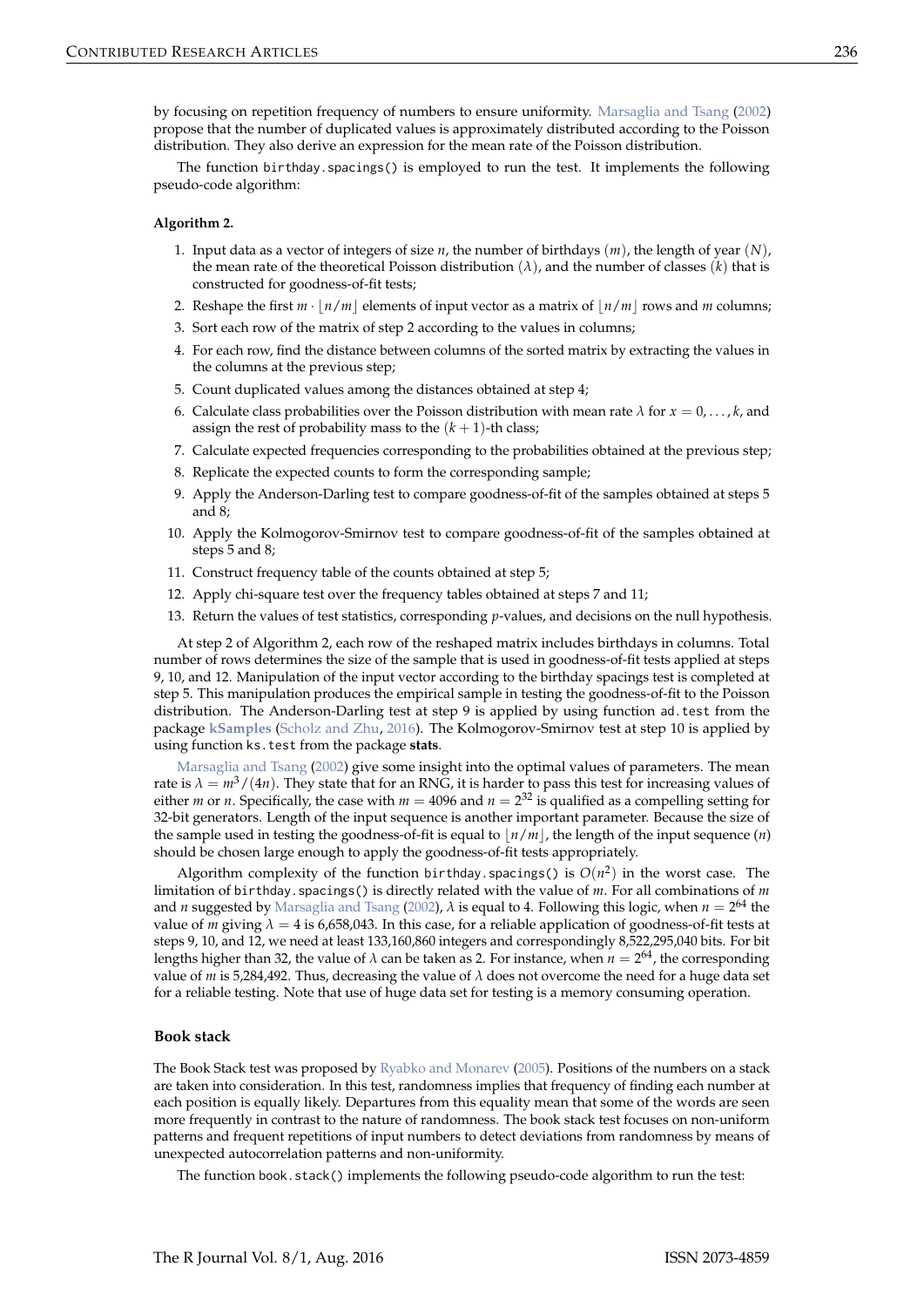by focusing on repetition frequency of numbers to ensure uniformity. Marsaglia and Tsang (2002) propose that the number of duplicated values is approximately distributed according to the Poisson distribution. They also derive an expression for the mean rate of the Poisson distribution.

The function `birthday.spacings()` is employed to run the test. It implements the following pseudo-code algorithm:

**Algorithm 2.**

1. Input data as a vector of integers of size $n$, the number of birthdays $(m)$, the length of year $(N)$, the mean rate of the theoretical Poisson distribution $(\lambda)$, and the number of classes $(k)$ that is constructed for goodness-of-fit tests;
2. Reshape the first $m \cdot \lfloor n/m \rfloor$ elements of input vector as a matrix of $\lfloor n/m \rfloor$ rows and $m$ columns;
3. Sort each row of the matrix of step 2 according to the values in columns;
4. For each row, find the distance between columns of the sorted matrix by extracting the values in the columns at the previous step;
5. Count duplicated values among the distances obtained at step 4;
6. Calculate class probabilities over the Poisson distribution with mean rate $\lambda$ for $x = 0, \ldots, k$, and assign the rest of probability mass to the $(k+1)$-th class;
7. Calculate expected frequencies corresponding to the probabilities obtained at the previous step;
8. Replicate the expected counts to form the corresponding sample;
9. Apply the Anderson-Darling test to compare goodness-of-fit of the samples obtained at steps 5 and 8;
10. Apply the Kolmogorov-Smirnov test to compare goodness-of-fit of the samples obtained at steps 5 and 8;
11. Construct frequency table of the counts obtained at step 5;
12. Apply chi-square test over the frequency tables obtained at steps 7 and 11;
13. Return the values of test statistics, corresponding $p$-values, and decisions on the null hypothesis.

At step 2 of Algorithm 2, each row of the reshaped matrix includes birthdays in columns. Total number of rows determines the size of the sample that is used in goodness-of-fit tests applied at steps 9, 10, and 12. Manipulation of the input vector according to the birthday spacings test is completed at step 5. This manipulation produces the empirical sample in testing the goodness-of-fit to the Poisson distribution. The Anderson-Darling test at step 9 is applied by using function `ad.test` from the package **kSamples** (Scholz and Zhu, 2016). The Kolmogorov-Smirnov test at step 10 is applied by using function `ks.test` from the package **stats**.

Marsaglia and Tsang (2002) give some insight into the optimal values of parameters. The mean rate is $\lambda = m^3/(4n)$. They state that for an RNG, it is harder to pass this test for increasing values of either $m$ or $n$. Specifically, the case with $m = 4096$ and $n = 2^{32}$ is qualified as a compelling setting for 32-bit generators. Length of the input sequence is another important parameter. Because the size of the sample used in testing the goodness-of-fit is equal to $\lfloor n/m \rfloor$, the length of the input sequence $(n)$ should be chosen large enough to apply the goodness-of-fit tests appropriately.

Algorithm complexity of the function `birthday.spacings()` is $O(n^2)$ in the worst case. The limitation of `birthday.spacings()` is directly related with the value of $m$. For all combinations of $m$ and $n$ suggested by Marsaglia and Tsang (2002), $\lambda$ is equal to 4. Following this logic, when $n = 2^{64}$ the value of $m$ giving $\lambda = 4$ is 6,658,043. In this case, for a reliable application of goodness-of-fit tests at steps 9, 10, and 12, we need at least 133,160,860 integers and correspondingly 8,522,295,040 bits. For bit lengths higher than 32, the value of $\lambda$ can be taken as 2. For instance, when $n = 2^{64}$, the corresponding value of $m$ is 5,284,492. Thus, decreasing the value of $\lambda$ does not overcome the need for a huge data set for a reliable testing. Note that use of huge data set for testing is a memory consuming operation.

### Book stack

The Book Stack test was proposed by Ryabko and Monarev (2005). Positions of the numbers on a stack are taken into consideration. In this test, randomness implies that frequency of finding each number at each position is equally likely. Departures from this equality mean that some of the words are seen more frequently in contrast to the nature of randomness. The book stack test focuses on non-uniform patterns and frequent repetitions of input numbers to detect deviations from randomness by means of unexpected autocorrelation patterns and non-uniformity.

The function `book.stack()` implements the following pseudo-code algorithm to run the test: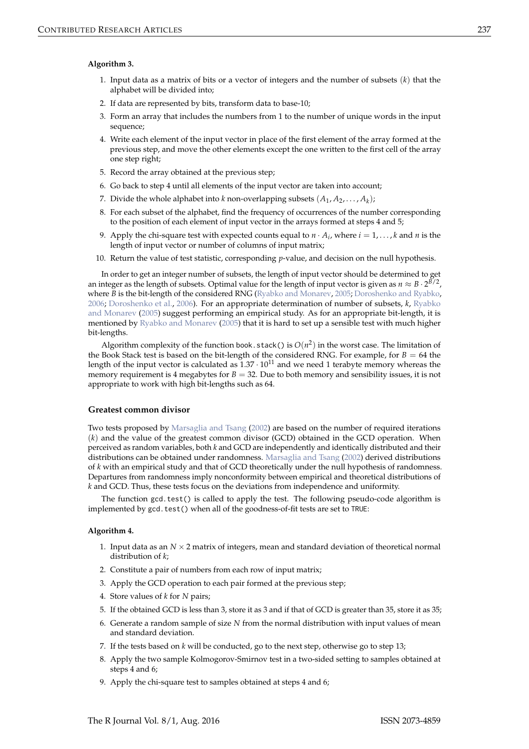**Algorithm 3.**

1. Input data as a matrix of bits or a vector of integers and the number of subsets $(k)$ that the alphabet will be divided into;
2. If data are represented by bits, transform data to base-10;
3. Form an array that includes the numbers from 1 to the number of unique words in the input sequence;
4. Write each element of the input vector in place of the first element of the array formed at the previous step, and move the other elements except the one written to the first cell of the array one step right;
5. Record the array obtained at the previous step;
6. Go back to step 4 until all elements of the input vector are taken into account;
7. Divide the whole alphabet into $k$ non-overlapping subsets $(A_1, A_2, \ldots, A_k)$;
8. For each subset of the alphabet, find the frequency of occurrences of the number corresponding to the position of each element of input vector in the arrays formed at steps 4 and 5;
9. Apply the chi-square test with expected counts equal to $n \cdot A_i$, where $i = 1, \ldots, k$ and $n$ is the length of input vector or number of columns of input matrix;
10. Return the value of test statistic, corresponding $p$-value, and decision on the null hypothesis.

In order to get an integer number of subsets, the length of input vector should be determined to get an integer as the length of subsets. Optimal value for the length of input vector is given as $n \approx B \cdot 2^{B/2}$, where $B$ is the bit-length of the considered RNG (Ryabko and Monarev, 2005; Doroshenko and Ryabko, 2006; Doroshenko et al., 2006). For an appropriate determination of number of subsets, $k$, Ryabko and Monarev (2005) suggest performing an empirical study. As for an appropriate bit-length, it is mentioned by Ryabko and Monarev (2005) that it is hard to set up a sensible test with much higher bit-lengths.

Algorithm complexity of the function `book.stack()` is $O(n^2)$ in the worst case. The limitation of the Book Stack test is based on the bit-length of the considered RNG. For example, for $B = 64$ the length of the input vector is calculated as $1.37 \cdot 10^{11}$ and we need 1 terabyte memory whereas the memory requirement is 4 megabytes for $B = 32$. Due to both memory and sensibility issues, it is not appropriate to work with high bit-lengths such as 64.

### Greatest common divisor

Two tests proposed by Marsaglia and Tsang (2002) are based on the number of required iterations $(k)$ and the value of the greatest common divisor (GCD) obtained in the GCD operation. When perceived as random variables, both $k$ and GCD are independently and identically distributed and their distributions can be obtained under randomness. Marsaglia and Tsang (2002) derived distributions of $k$ with an empirical study and that of GCD theoretically under the null hypothesis of randomness. Departures from randomness imply nonconformity between empirical and theoretical distributions of $k$ and GCD. Thus, these tests focus on the deviations from independence and uniformity.

The function `gcd.test()` is called to apply the test. The following pseudo-code algorithm is implemented by `gcd.test()` when all of the goodness-of-fit tests are set to `TRUE`:

**Algorithm 4.**

1. Input data as an $N \times 2$ matrix of integers, mean and standard deviation of theoretical normal distribution of $k$;
2. Constitute a pair of numbers from each row of input matrix;
3. Apply the GCD operation to each pair formed at the previous step;
4. Store values of $k$ for $N$ pairs;
5. If the obtained GCD is less than 3, store it as 3 and if that of GCD is greater than 35, store it as 35;
6. Generate a random sample of size $N$ from the normal distribution with input values of mean and standard deviation.
7. If the tests based on $k$ will be conducted, go to the next step, otherwise go to step 13;
8. Apply the two sample Kolmogorov-Smirnov test in a two-sided setting to samples obtained at steps 4 and 6;
9. Apply the chi-square test to samples obtained at steps 4 and 6;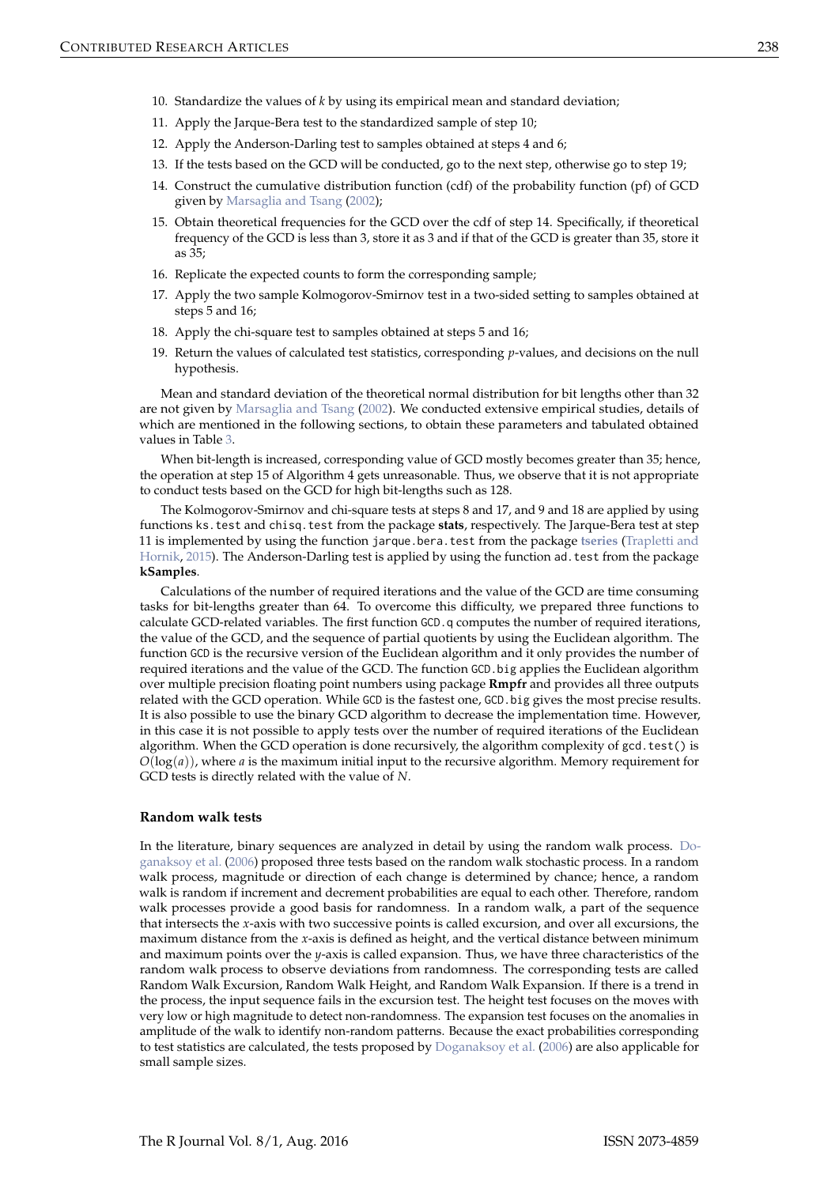10. Standardize the values of $k$ by using its empirical mean and standard deviation;
11. Apply the Jarque-Bera test to the standardized sample of step 10;
12. Apply the Anderson-Darling test to samples obtained at steps 4 and 6;
13. If the tests based on the GCD will be conducted, go to the next step, otherwise go to step 19;
14. Construct the cumulative distribution function (cdf) of the probability function (pf) of GCD given by Marsaglia and Tsang (2002);
15. Obtain theoretical frequencies for the GCD over the cdf of step 14. Specifically, if theoretical frequency of the GCD is less than 3, store it as 3 and if that of the GCD is greater than 35, store it as 35;
16. Replicate the expected counts to form the corresponding sample;
17. Apply the two sample Kolmogorov-Smirnov test in a two-sided setting to samples obtained at steps 5 and 16;
18. Apply the chi-square test to samples obtained at steps 5 and 16;
19. Return the values of calculated test statistics, corresponding $p$-values, and decisions on the null hypothesis.

Mean and standard deviation of the theoretical normal distribution for bit lengths other than 32 are not given by Marsaglia and Tsang (2002). We conducted extensive empirical studies, details of which are mentioned in the following sections, to obtain these parameters and tabulated obtained values in Table 3.

When bit-length is increased, corresponding value of GCD mostly becomes greater than 35; hence, the operation at step 15 of Algorithm 4 gets unreasonable. Thus, we observe that it is not appropriate to conduct tests based on the GCD for high bit-lengths such as 128.

The Kolmogorov-Smirnov and chi-square tests at steps 8 and 17, and 9 and 18 are applied by using functions `ks.test` and `chisq.test` from the package **stats**, respectively. The Jarque-Bera test at step 11 is implemented by using the function `jarque.bera.test` from the package **tseries** (Trapletti and Hornik, 2015). The Anderson-Darling test is applied by using the function `ad.test` from the package **kSamples**.

Calculations of the number of required iterations and the value of the GCD are time consuming tasks for bit-lengths greater than 64. To overcome this difficulty, we prepared three functions to calculate GCD-related variables. The first function `GCD.q` computes the number of required iterations, the value of the GCD, and the sequence of partial quotients by using the Euclidean algorithm. The function `GCD` is the recursive version of the Euclidean algorithm and it only provides the number of required iterations and the value of the GCD. The function `GCD.big` applies the Euclidean algorithm over multiple precision floating point numbers using package **Rmpfr** and provides all three outputs related with the GCD operation. While `GCD` is the fastest one, `GCD.big` gives the most precise results. It is also possible to use the binary GCD algorithm to decrease the implementation time. However, in this case it is not possible to apply tests over the number of required iterations of the Euclidean algorithm. When the GCD operation is done recursively, the algorithm complexity of `gcd.test()` is $O(\log(a))$, where $a$ is the maximum initial input to the recursive algorithm. Memory requirement for GCD tests is directly related with the value of $N$.

### Random walk tests

In the literature, binary sequences are analyzed in detail by using the random walk process. Doganaksoy et al. (2006) proposed three tests based on the random walk stochastic process. In a random walk process, magnitude or direction of each change is determined by chance; hence, a random walk is random if increment and decrement probabilities are equal to each other. Therefore, random walk processes provide a good basis for randomness. In a random walk, a part of the sequence that intersects the $x$-axis with two successive points is called excursion, and over all excursions, the maximum distance from the $x$-axis is defined as height, and the vertical distance between minimum and maximum points over the $y$-axis is called expansion. Thus, we have three characteristics of the random walk process to observe deviations from randomness. The corresponding tests are called Random Walk Excursion, Random Walk Height, and Random Walk Expansion. If there is a trend in the process, the input sequence fails in the excursion test. The height test focuses on the moves with very low or high magnitude to detect non-randomness. The expansion test focuses on the anomalies in amplitude of the walk to identify non-random patterns. Because the exact probabilities corresponding to test statistics are calculated, the tests proposed by Doganaksoy et al. (2006) are also applicable for small sample sizes.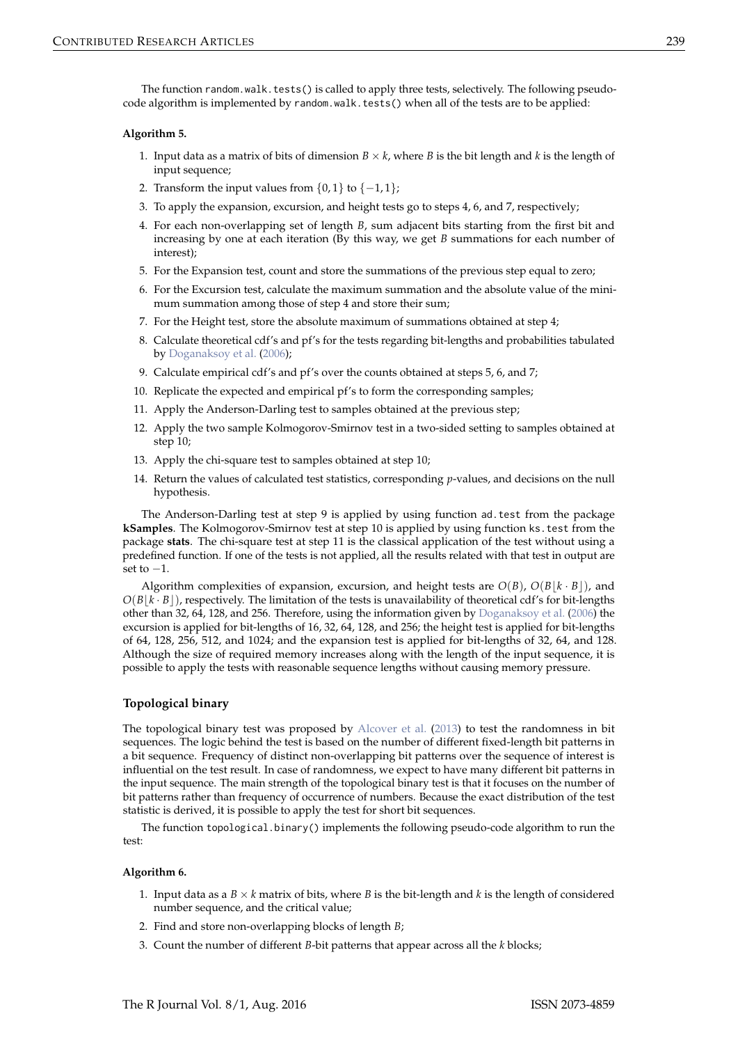The function `random.walk.tests()` is called to apply three tests, selectively. The following pseudo-code algorithm is implemented by `random.walk.tests()` when all of the tests are to be applied:

**Algorithm 5.**

1. Input data as a matrix of bits of dimension $B \times k$, where $B$ is the bit length and $k$ is the length of input sequence;
2. Transform the input values from $\{0, 1\}$ to $\{-1, 1\}$;
3. To apply the expansion, excursion, and height tests go to steps 4, 6, and 7, respectively;
4. For each non-overlapping set of length $B$, sum adjacent bits starting from the first bit and increasing by one at each iteration (By this way, we get $B$ summations for each number of interest);
5. For the Expansion test, count and store the summations of the previous step equal to zero;
6. For the Excursion test, calculate the maximum summation and the absolute value of the minimum summation among those of step 4 and store their sum;
7. For the Height test, store the absolute maximum of summations obtained at step 4;
8. Calculate theoretical cdf's and pf's for the tests regarding bit-lengths and probabilities tabulated by Doganaksoy et al. (2006);
9. Calculate empirical cdf's and pf's over the counts obtained at steps 5, 6, and 7;
10. Replicate the expected and empirical pf's to form the corresponding samples;
11. Apply the Anderson-Darling test to samples obtained at the previous step;
12. Apply the two sample Kolmogorov-Smirnov test in a two-sided setting to samples obtained at step 10;
13. Apply the chi-square test to samples obtained at step 10;
14. Return the values of calculated test statistics, corresponding $p$-values, and decisions on the null hypothesis.

The Anderson-Darling test at step 9 is applied by using function `ad.test` from the package **kSamples**. The Kolmogorov-Smirnov test at step 10 is applied by using function `ks.test` from the package **stats**. The chi-square test at step 11 is the classical application of the test without using a predefined function. If one of the tests is not applied, all the results related with that test in output are set to $-1$.

Algorithm complexities of expansion, excursion, and height tests are $O(B)$, $O(B\lfloor k \cdot B \rfloor)$, and $O(B\lfloor k \cdot B \rfloor)$, respectively. The limitation of the tests is unavailability of theoretical cdf's for bit-lengths other than 32, 64, 128, and 256. Therefore, using the information given by Doganaksoy et al. (2006) the excursion is applied for bit-lengths of 16, 32, 64, 128, and 256; the height test is applied for bit-lengths of 64, 128, 256, 512, and 1024; and the expansion test is applied for bit-lengths of 32, 64, and 128. Although the size of required memory increases along with the length of the input sequence, it is possible to apply the tests with reasonable sequence lengths without causing memory pressure.

### Topological binary

The topological binary test was proposed by Alcover et al. (2013) to test the randomness in bit sequences. The logic behind the test is based on the number of different fixed-length bit patterns in a bit sequence. Frequency of distinct non-overlapping bit patterns over the sequence of interest is influential on the test result. In case of randomness, we expect to have many different bit patterns in the input sequence. The main strength of the topological binary test is that it focuses on the number of bit patterns rather than frequency of occurrence of numbers. Because the exact distribution of the test statistic is derived, it is possible to apply the test for short bit sequences.

The function `topological.binary()` implements the following pseudo-code algorithm to run the test:

**Algorithm 6.**

1. Input data as a $B \times k$ matrix of bits, where $B$ is the bit-length and $k$ is the length of considered number sequence, and the critical value;
2. Find and store non-overlapping blocks of length $B$;
3. Count the number of different $B$-bit patterns that appear across all the $k$ blocks;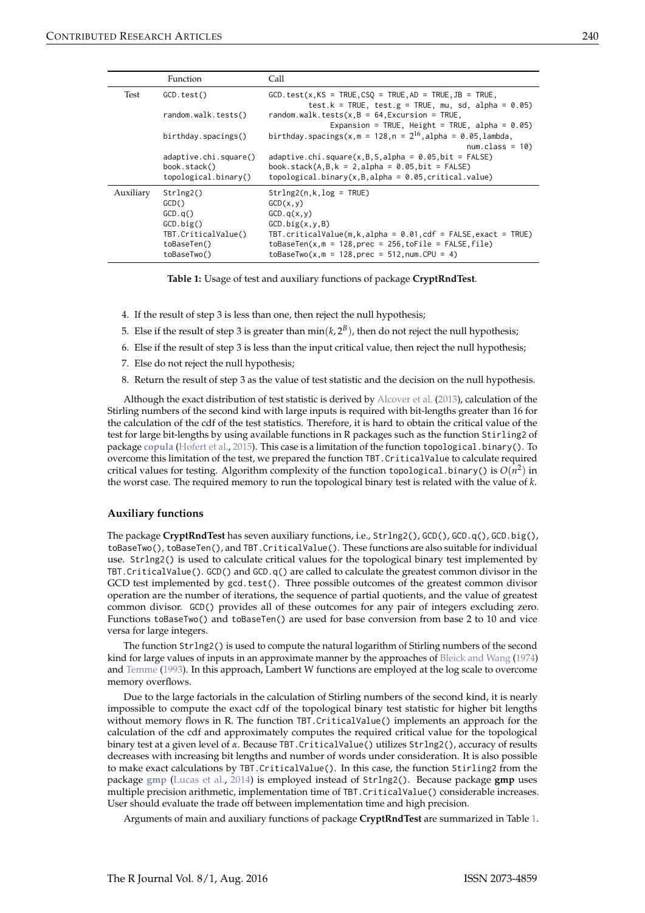| | Function | Call |
|---|---|---|
| Test | GCD.test() | GCD.test(x,KS = TRUE,CSQ = TRUE,AD = TRUE,JB = TRUE, test.k = TRUE, test.g = TRUE, mu, sd, alpha = 0.05) |
| | random.walk.tests() | random.walk.tests(x,B = 64,Excursion = TRUE, Expansion = TRUE, Height = TRUE, alpha = 0.05) |
| | birthday.spacings() | birthday.spacings(x,m = 128,n = $2^{16}$,alpha = 0.05,lambda, num.class = 10) |
| | adaptive.chi.square() | adaptive.chi.square(x,B,S,alpha = 0.05,bit = FALSE) |
| | book.stack() | book.stack(A,B,k = 2,alpha = 0.05,bit = FALSE) |
| | topological.binary() | topological.binary(x,B,alpha = 0.05,critical.value) |
| Auxiliary | Strlng2() | Strlng2(n,k,log = TRUE) |
| | GCD() | GCD(x,y) |
| | GCD.q() | GCD.q(x,y) |
| | GCD.big() | GCD.big(x,y,B) |
| | TBT.CriticalValue() | TBT.criticalValue(m,k,alpha = 0.01,cdf = FALSE,exact = TRUE) |
| | toBaseTen() | toBaseTen(x,m = 128,prec = 256,toFile = FALSE,file) |
| | toBaseTwo() | toBaseTwo(x,m = 128,prec = 512,num.CPU = 4) |

**Table 1:** Usage of test and auxiliary functions of package **CryptRndTest**.

4. If the result of step 3 is less than one, then reject the null hypothesis;
5. Else if the result of step 3 is greater than $\min(k, 2^B)$, then do not reject the null hypothesis;
6. Else if the result of step 3 is less than the input critical value, then reject the null hypothesis;
7. Else do not reject the null hypothesis;
8. Return the result of step 3 as the value of test statistic and the decision on the null hypothesis.

Although the exact distribution of test statistic is derived by Alcover et al. (2013), calculation of the Stirling numbers of the second kind with large inputs is required with bit-lengths greater than 16 for the calculation of the cdf of the test statistics. Therefore, it is hard to obtain the critical value of the test for large bit-lengths by using available functions in R packages such as the function Stirling2 of package **copula** (Hofert et al., 2015). This case is a limitation of the function topological.binary(). To overcome this limitation of the test, we prepared the function TBT.CriticalValue to calculate required critical values for testing. Algorithm complexity of the function topological.binary() is $O(n^2)$ in the worst case. The required memory to run the topological binary test is related with the value of $k$.

### Auxiliary functions

The package **CryptRndTest** has seven auxiliary functions, i.e., Strlng2(), GCD(), GCD.q(), GCD.big(), toBaseTwo(), toBaseTen(), and TBT.CriticalValue(). These functions are also suitable for individual use. Strlng2() is used to calculate critical values for the topological binary test implemented by TBT.CriticalValue(). GCD() and GCD.q() are called to calculate the greatest common divisor in the GCD test implemented by gcd.test(). Three possible outcomes of the greatest common divisor operation are the number of iterations, the sequence of partial quotients, and the value of greatest common divisor. GCD() provides all of these outcomes for any pair of integers excluding zero. Functions toBaseTwo() and toBaseTen() are used for base conversion from base 2 to 10 and vice versa for large integers.

The function Strlng2() is used to compute the natural logarithm of Stirling numbers of the second kind for large values of inputs in an approximate manner by the approaches of Bleick and Wang (1974) and Temme (1993). In this approach, Lambert W functions are employed at the log scale to overcome memory overflows.

Due to the large factorials in the calculation of Stirling numbers of the second kind, it is nearly impossible to compute the exact cdf of the topological binary test statistic for higher bit lengths without memory flows in R. The function TBT.CriticalValue() implements an approach for the calculation of the cdf and approximately computes the required critical value for the topological binary test at a given level of $\alpha$. Because TBT.CriticalValue() utilizes Strlng2(), accuracy of results decreases with increasing bit lengths and number of words under consideration. It is also possible to make exact calculations by TBT.CriticalValue(). In this case, the function Stirling2 from the package **gmp** (Lucas et al., 2014) is employed instead of Strlng2(). Because package **gmp** uses multiple precision arithmetic, implementation time of TBT.CriticalValue() considerable increases. User should evaluate the trade off between implementation time and high precision.

Arguments of main and auxiliary functions of package **CryptRndTest** are summarized in Table 1.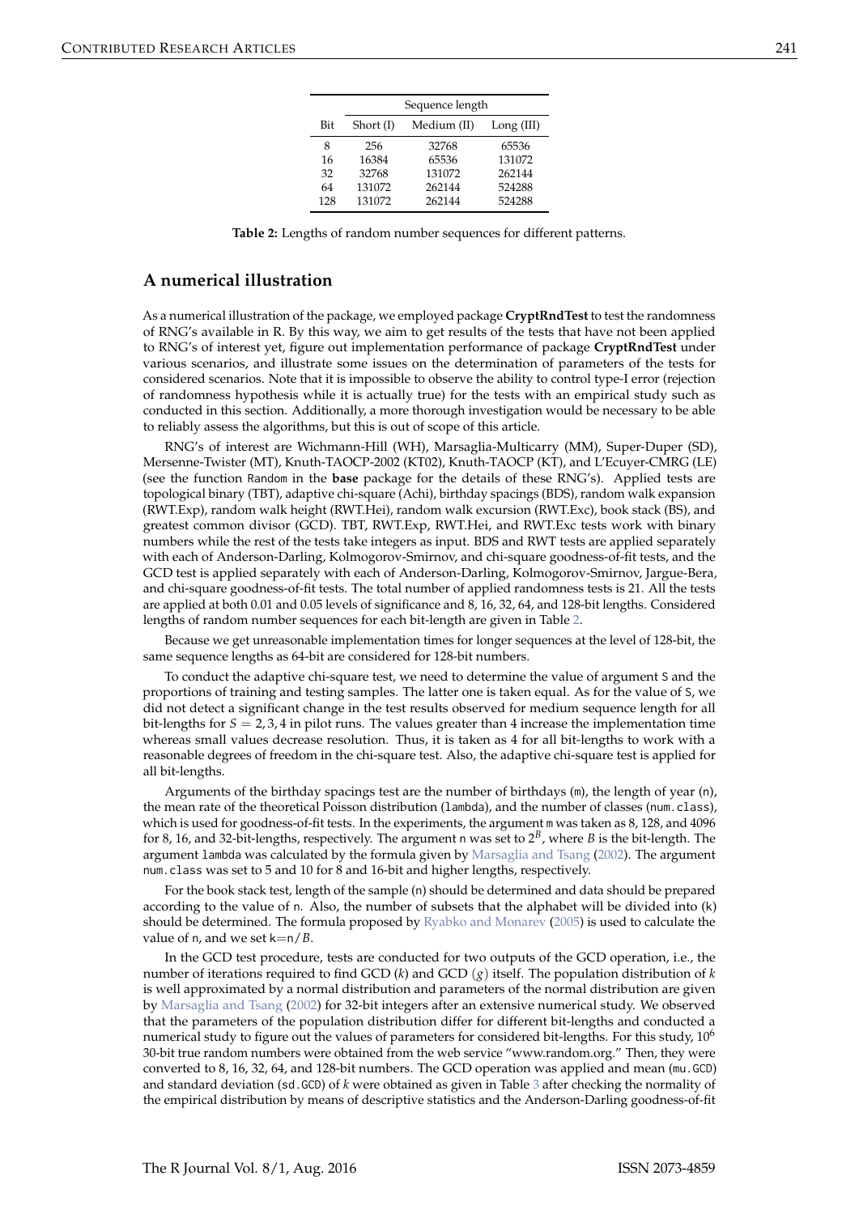| | Sequence length | | |
|---|---|---|---|
| Bit | Short (I) | Medium (II) | Long (III) |
| 8 | 256 | 32768 | 65536 |
| 16 | 16384 | 65536 | 131072 |
| 32 | 32768 | 131072 | 262144 |
| 64 | 131072 | 262144 | 524288 |
| 128 | 131072 | 262144 | 524288 |

**Table 2:** Lengths of random number sequences for different patterns.

## A numerical illustration

As a numerical illustration of the package, we employed package **CryptRndTest** to test the randomness of RNG's available in R. By this way, we aim to get results of the tests that have not been applied to RNG's of interest yet, figure out implementation performance of package **CryptRndTest** under various scenarios, and illustrate some issues on the determination of parameters of the tests for considered scenarios. Note that it is impossible to observe the ability to control type-I error (rejection of randomness hypothesis while it is actually true) for the tests with an empirical study such as conducted in this section. Additionally, a more thorough investigation would be necessary to be able to reliably assess the algorithms, but this is out of scope of this article.

RNG's of interest are Wichmann-Hill (WH), Marsaglia-Multicarry (MM), Super-Duper (SD), Mersenne-Twister (MT), Knuth-TAOCP-2002 (KT02), Knuth-TAOCP (KT), and L'Ecuyer-CMRG (LE) (see the function `Random` in the **base** package for the details of these RNG's). Applied tests are topological binary (TBT), adaptive chi-square (Achi), birthday spacings (BDS), random walk expansion (RWT.Exp), random walk height (RWT.Hei), random walk excursion (RWT.Exc), book stack (BS), and greatest common divisor (GCD). TBT, RWT.Exp, RWT.Hei, and RWT.Exc tests work with binary numbers while the rest of the tests take integers as input. BDS and RWT tests are applied separately with each of Anderson-Darling, Kolmogorov-Smirnov, and chi-square goodness-of-fit tests, and the GCD test is applied separately with each of Anderson-Darling, Kolmogorov-Smirnov, Jargue-Bera, and chi-square goodness-of-fit tests. The total number of applied randomness tests is 21. All the tests are applied at both 0.01 and 0.05 levels of significance and 8, 16, 32, 64, and 128-bit lengths. Considered lengths of random number sequences for each bit-length are given in Table 2.

Because we get unreasonable implementation times for longer sequences at the level of 128-bit, the same sequence lengths as 64-bit are considered for 128-bit numbers.

To conduct the adaptive chi-square test, we need to determine the value of argument `S` and the proportions of training and testing samples. The latter one is taken equal. As for the value of `S`, we did not detect a significant change in the test results observed for medium sequence length for all bit-lengths for $S = 2, 3, 4$ in pilot runs. The values greater than 4 increase the implementation time whereas small values decrease resolution. Thus, it is taken as 4 for all bit-lengths to work with a reasonable degrees of freedom in the chi-square test. Also, the adaptive chi-square test is applied for all bit-lengths.

Arguments of the birthday spacings test are the number of birthdays (`m`), the length of year (`n`), the mean rate of the theoretical Poisson distribution (`lambda`), and the number of classes (`num.class`), which is used for goodness-of-fit tests. In the experiments, the argument `m` was taken as 8, 128, and 4096 for 8, 16, and 32-bit-lengths, respectively. The argument `n` was set to $2^B$, where $B$ is the bit-length. The argument `lambda` was calculated by the formula given by Marsaglia and Tsang (2002). The argument `num.class` was set to 5 and 10 for 8 and 16-bit and higher lengths, respectively.

For the book stack test, length of the sample (`n`) should be determined and data should be prepared according to the value of `n`. Also, the number of subsets that the alphabet will be divided into (`k`) should be determined. The formula proposed by Ryabko and Monarev (2005) is used to calculate the value of `n`, and we set `k`=`n`/$B$.

In the GCD test procedure, tests are conducted for two outputs of the GCD operation, i.e., the number of iterations required to find GCD ($k$) and GCD ($g$) itself. The population distribution of $k$ is well approximated by a normal distribution and parameters of the normal distribution are given by Marsaglia and Tsang (2002) for 32-bit integers after an extensive numerical study. We observed that the parameters of the population distribution differ for different bit-lengths and conducted a numerical study to figure out the values of parameters for considered bit-lengths. For this study, $10^6$ 30-bit true random numbers were obtained from the web service "www.random.org." Then, they were converted to 8, 16, 32, 64, and 128-bit numbers. The GCD operation was applied and mean (`mu.GCD`) and standard deviation (`sd.GCD`) of $k$ were obtained as given in Table 3 after checking the normality of the empirical distribution by means of descriptive statistics and the Anderson-Darling goodness-of-fit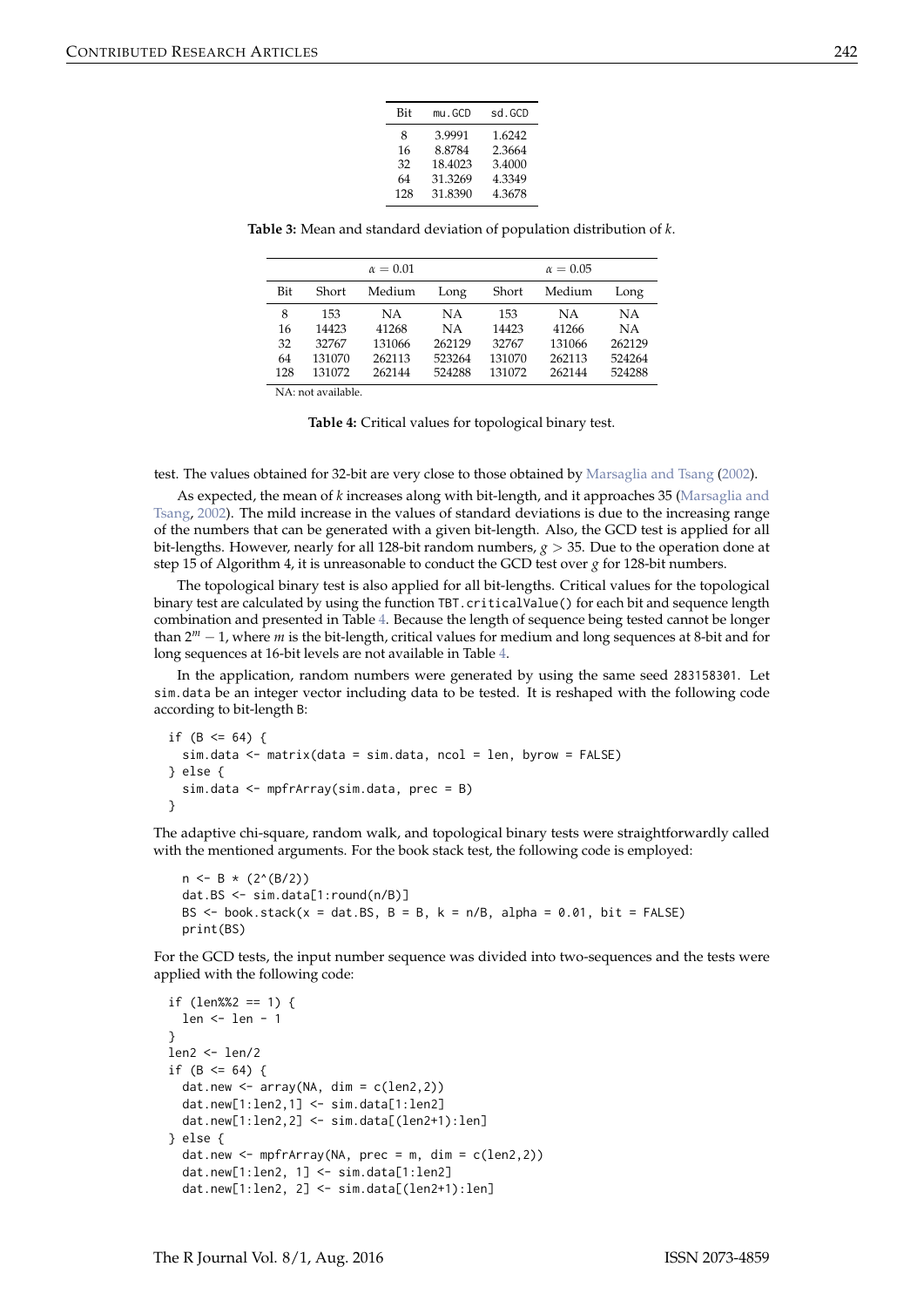| Bit | mu.GCD | sd.GCD |
|---|---|---|
| 8 | 3.9991 | 1.6242 |
| 16 | 8.8784 | 2.3664 |
| 32 | 18.4023 | 3.4000 |
| 64 | 31.3269 | 4.3349 |
| 128 | 31.8390 | 4.3678 |

**Table 3:** Mean and standard deviation of population distribution of $k$.

| | $\alpha = 0.01$ | | | $\alpha = 0.05$ | | |
|---|---|---|---|---|---|---|
| Bit | Short | Medium | Long | Short | Medium | Long |
| 8 | 153 | NA | NA | 153 | NA | NA |
| 16 | 14423 | 41268 | NA | 14423 | 41266 | NA |
| 32 | 32767 | 131066 | 262129 | 32767 | 131066 | 262129 |
| 64 | 131070 | 262113 | 523264 | 131070 | 262113 | 524264 |
| 128 | 131072 | 262144 | 524288 | 131072 | 262144 | 524288 |

NA: not available.

**Table 4:** Critical values for topological binary test.

test. The values obtained for 32-bit are very close to those obtained by Marsaglia and Tsang (2002).

As expected, the mean of $k$ increases along with bit-length, and it approaches 35 (Marsaglia and Tsang, 2002). The mild increase in the values of standard deviations is due to the increasing range of the numbers that can be generated with a given bit-length. Also, the GCD test is applied for all bit-lengths. However, nearly for all 128-bit random numbers, $g > 35$. Due to the operation done at step 15 of Algorithm 4, it is unreasonable to conduct the GCD test over $g$ for 128-bit numbers.

The topological binary test is also applied for all bit-lengths. Critical values for the topological binary test are calculated by using the function TBT.criticalValue() for each bit and sequence length combination and presented in Table 4. Because the length of sequence being tested cannot be longer than $2^m - 1$, where $m$ is the bit-length, critical values for medium and long sequences at 8-bit and for long sequences at 16-bit levels are not available in Table 4.

In the application, random numbers were generated by using the same seed 283158301. Let sim.data be an integer vector including data to be tested. It is reshaped with the following code according to bit-length B:

```
if (B <= 64) {
  sim.data <- matrix(data = sim.data, ncol = len, byrow = FALSE)
} else {
  sim.data <- mpfrArray(sim.data, prec = B)
}
```

The adaptive chi-square, random walk, and topological binary tests were straightforwardly called with the mentioned arguments. For the book stack test, the following code is employed:

```
n <- B * (2^(B/2))
dat.BS <- sim.data[1:round(n/B)]
BS <- book.stack(x = dat.BS, B = B, k = n/B, alpha = 0.01, bit = FALSE)
print(BS)
```

For the GCD tests, the input number sequence was divided into two-sequences and the tests were applied with the following code:

```
if (len%%2 == 1) {
  len <- len - 1
}
len2 <- len/2
if (B <= 64) {
  dat.new <- array(NA, dim = c(len2,2))
  dat.new[1:len2,1] <- sim.data[1:len2]
  dat.new[1:len2,2] <- sim.data[(len2+1):len]
} else {
  dat.new <- mpfrArray(NA, prec = m, dim = c(len2,2))
  dat.new[1:len2, 1] <- sim.data[1:len2]
  dat.new[1:len2, 2] <- sim.data[(len2+1):len]
```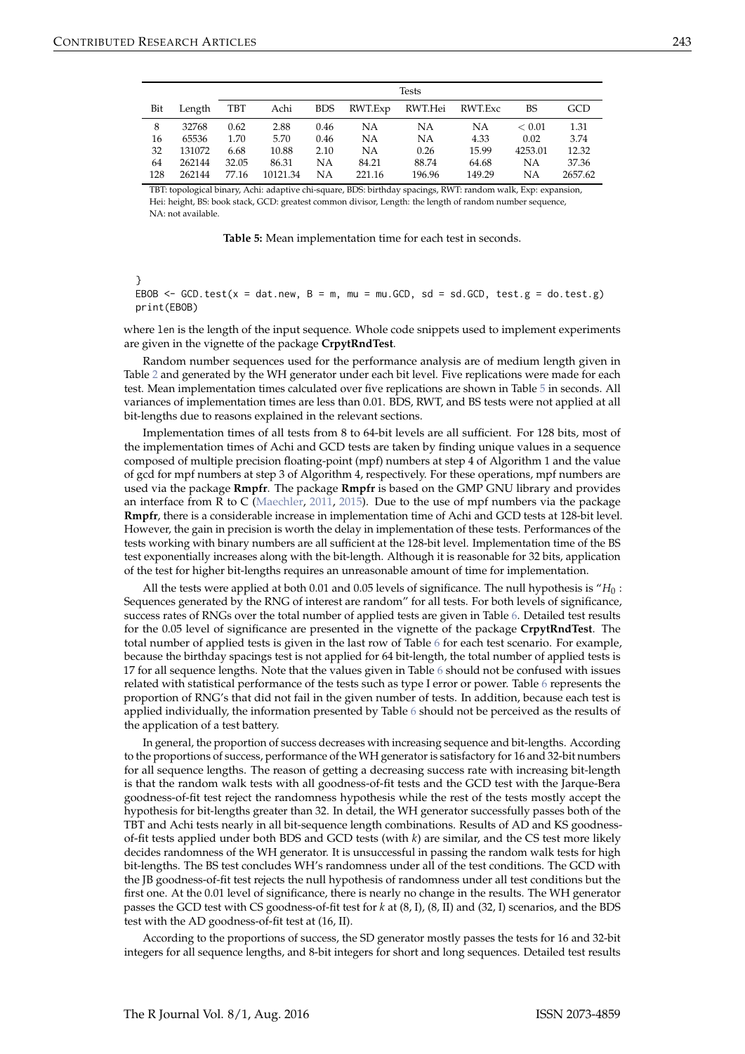| | | Tests | | | | | | | |
|---|---|---|---|---|---|---|---|---|---|
| Bit | Length | TBT | Achi | BDS | RWT.Exp | RWT.Hei | RWT.Exc | BS | GCD |
| 8 | 32768 | 0.62 | 2.88 | 0.46 | NA | NA | NA | $< 0.01$ | 1.31 |
| 16 | 65536 | 1.70 | 5.70 | 0.46 | NA | NA | 4.33 | 0.02 | 3.74 |
| 32 | 131072 | 6.68 | 10.88 | 2.10 | NA | 0.26 | 15.99 | 4253.01 | 12.32 |
| 64 | 262144 | 32.05 | 86.31 | NA | 84.21 | 88.74 | 64.68 | NA | 37.36 |
| 128 | 262144 | 77.16 | 10121.34 | NA | 221.16 | 196.96 | 149.29 | NA | 2657.62 |

TBT: topological binary, Achi: adaptive chi-square, BDS: birthday spacings, RWT: random walk, Exp: expansion, Hei: height, BS: book stack, GCD: greatest common divisor, Length: the length of random number sequence, NA: not available.

**Table 5:** Mean implementation time for each test in seconds.

```
}
EBOB <- GCD.test(x = dat.new, B = m, mu = mu.GCD, sd = sd.GCD, test.g = do.test.g)
print(EBOB)
```

where len is the length of the input sequence. Whole code snippets used to implement experiments are given in the vignette of the package **CrpytRndTest**.

Random number sequences used for the performance analysis are of medium length given in Table 2 and generated by the WH generator under each bit level. Five replications were made for each test. Mean implementation times calculated over five replications are shown in Table 5 in seconds. All variances of implementation times are less than 0.01. BDS, RWT, and BS tests were not applied at all bit-lengths due to reasons explained in the relevant sections.

Implementation times of all tests from 8 to 64-bit levels are all sufficient. For 128 bits, most of the implementation times of Achi and GCD tests are taken by finding unique values in a sequence composed of multiple precision floating-point (mpf) numbers at step 4 of Algorithm 1 and the value of gcd for mpf numbers at step 3 of Algorithm 4, respectively. For these operations, mpf numbers are used via the package **Rmpfr**. The package **Rmpfr** is based on the GMP GNU library and provides an interface from R to C (Maechler, 2011, 2015). Due to the use of mpf numbers via the package **Rmpfr**, there is a considerable increase in implementation time of Achi and GCD tests at 128-bit level. However, the gain in precision is worth the delay in implementation of these tests. Performances of the tests working with binary numbers are all sufficient at the 128-bit level. Implementation time of the BS test exponentially increases along with the bit-length. Although it is reasonable for 32 bits, application of the test for higher bit-lengths requires an unreasonable amount of time for implementation.

All the tests were applied at both 0.01 and 0.05 levels of significance. The null hypothesis is "$H_0$ : Sequences generated by the RNG of interest are random" for all tests. For both levels of significance, success rates of RNGs over the total number of applied tests are given in Table 6. Detailed test results for the 0.05 level of significance are presented in the vignette of the package **CrpytRndTest**. The total number of applied tests is given in the last row of Table 6 for each test scenario. For example, because the birthday spacings test is not applied for 64 bit-length, the total number of applied tests is 17 for all sequence lengths. Note that the values given in Table 6 should not be confused with issues related with statistical performance of the tests such as type I error or power. Table 6 represents the proportion of RNG's that did not fail in the given number of tests. In addition, because each test is applied individually, the information presented by Table 6 should not be perceived as the results of the application of a test battery.

In general, the proportion of success decreases with increasing sequence and bit-lengths. According to the proportions of success, performance of the WH generator is satisfactory for 16 and 32-bit numbers for all sequence lengths. The reason of getting a decreasing success rate with increasing bit-length is that the random walk tests with all goodness-of-fit tests and the GCD test with the Jarque-Bera goodness-of-fit test reject the randomness hypothesis while the rest of the tests mostly accept the hypothesis for bit-lengths greater than 32. In detail, the WH generator successfully passes both of the TBT and Achi tests nearly in all bit-sequence length combinations. Results of AD and KS goodness-of-fit tests applied under both BDS and GCD tests (with $k$) are similar, and the CS test more likely decides randomness of the WH generator. It is unsuccessful in passing the random walk tests for high bit-lengths. The BS test concludes WH's randomness under all of the test conditions. The GCD with the JB goodness-of-fit test rejects the null hypothesis of randomness under all test conditions but the first one. At the 0.01 level of significance, there is nearly no change in the results. The WH generator passes the GCD test with CS goodness-of-fit test for $k$ at (8, I), (8, II) and (32, I) scenarios, and the BDS test with the AD goodness-of-fit test at (16, II).

According to the proportions of success, the SD generator mostly passes the tests for 16 and 32-bit integers for all sequence lengths, and 8-bit integers for short and long sequences. Detailed test results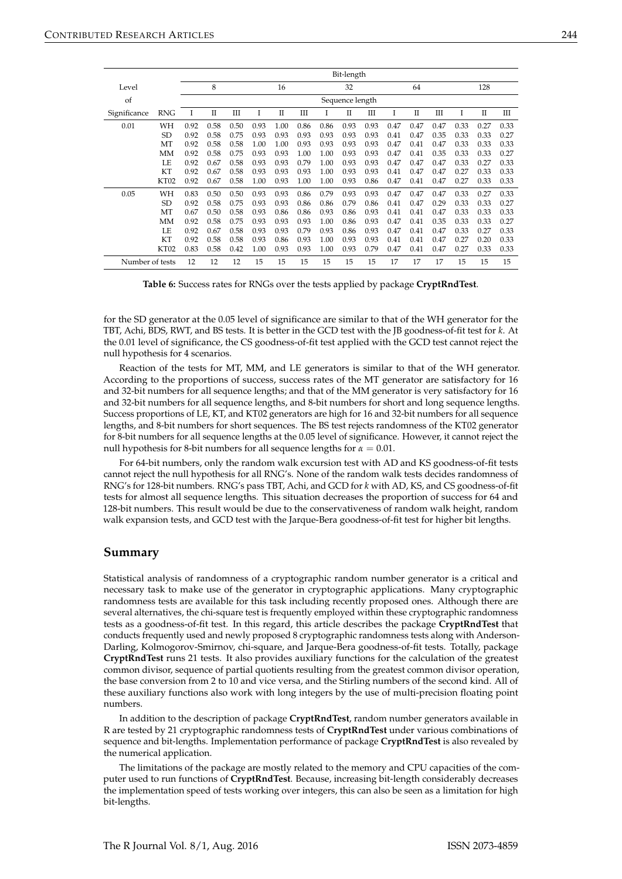| Level | | Bit-length | | | | | | | | | | | | | | |
|---|---|---|---|---|---|---|---|---|---|---|---|---|---|---|---|---|
| | | 8 | | | 16 | | | 32 | | | 64 | | | 128 | | |
| of | | Sequence length | | | | | | | | | | | | | | |
| Significance | RNG | I | II | III | I | II | III | I | II | III | I | II | III | I | II | III |
| 0.01 | WH | 0.92 | 0.58 | 0.50 | 0.93 | 1.00 | 0.86 | 0.86 | 0.93 | 0.93 | 0.47 | 0.47 | 0.47 | 0.33 | 0.27 | 0.33 |
| | SD | 0.92 | 0.58 | 0.75 | 0.93 | 0.93 | 0.93 | 0.93 | 0.93 | 0.93 | 0.41 | 0.47 | 0.35 | 0.33 | 0.33 | 0.27 |
| | MT | 0.92 | 0.58 | 0.58 | 1.00 | 1.00 | 0.93 | 0.93 | 0.93 | 0.93 | 0.47 | 0.41 | 0.47 | 0.33 | 0.33 | 0.33 |
| | MM | 0.92 | 0.58 | 0.75 | 0.93 | 0.93 | 1.00 | 1.00 | 0.93 | 0.93 | 0.47 | 0.41 | 0.35 | 0.33 | 0.33 | 0.27 |
| | LE | 0.92 | 0.67 | 0.58 | 0.93 | 0.93 | 0.79 | 1.00 | 0.93 | 0.93 | 0.47 | 0.47 | 0.47 | 0.33 | 0.27 | 0.33 |
| | KT | 0.92 | 0.67 | 0.58 | 0.93 | 0.93 | 0.93 | 1.00 | 0.93 | 0.93 | 0.41 | 0.47 | 0.47 | 0.27 | 0.33 | 0.33 |
| | KT02 | 0.92 | 0.67 | 0.58 | 1.00 | 0.93 | 1.00 | 1.00 | 0.93 | 0.86 | 0.47 | 0.41 | 0.47 | 0.27 | 0.33 | 0.33 |
| 0.05 | WH | 0.83 | 0.50 | 0.50 | 0.93 | 0.93 | 0.86 | 0.79 | 0.93 | 0.93 | 0.47 | 0.47 | 0.47 | 0.33 | 0.27 | 0.33 |
| | SD | 0.92 | 0.58 | 0.75 | 0.93 | 0.93 | 0.86 | 0.86 | 0.79 | 0.86 | 0.41 | 0.47 | 0.29 | 0.33 | 0.33 | 0.27 |
| | MT | 0.67 | 0.50 | 0.58 | 0.93 | 0.86 | 0.86 | 0.93 | 0.86 | 0.93 | 0.41 | 0.41 | 0.47 | 0.33 | 0.33 | 0.33 |
| | MM | 0.92 | 0.58 | 0.75 | 0.93 | 0.93 | 0.93 | 1.00 | 0.86 | 0.93 | 0.47 | 0.41 | 0.35 | 0.33 | 0.33 | 0.27 |
| | LE | 0.92 | 0.67 | 0.58 | 0.93 | 0.93 | 0.79 | 0.93 | 0.86 | 0.93 | 0.47 | 0.41 | 0.47 | 0.33 | 0.27 | 0.33 |
| | KT | 0.92 | 0.58 | 0.58 | 0.93 | 0.86 | 0.93 | 1.00 | 0.93 | 0.93 | 0.41 | 0.41 | 0.47 | 0.27 | 0.20 | 0.33 |
| | KT02 | 0.83 | 0.58 | 0.42 | 1.00 | 0.93 | 0.93 | 1.00 | 0.93 | 0.79 | 0.47 | 0.41 | 0.47 | 0.27 | 0.33 | 0.33 |
| Number of tests | | 12 | 12 | 12 | 15 | 15 | 15 | 15 | 15 | 15 | 17 | 17 | 17 | 15 | 15 | 15 |

**Table 6:** Success rates for RNGs over the tests applied by package **CryptRndTest**.

for the SD generator at the 0.05 level of significance are similar to that of the WH generator for the TBT, Achi, BDS, RWT, and BS tests. It is better in the GCD test with the JB goodness-of-fit test for $k$. At the 0.01 level of significance, the CS goodness-of-fit test applied with the GCD test cannot reject the null hypothesis for 4 scenarios.

Reaction of the tests for MT, MM, and LE generators is similar to that of the WH generator. According to the proportions of success, success rates of the MT generator are satisfactory for 16 and 32-bit numbers for all sequence lengths; and that of the MM generator is very satisfactory for 16 and 32-bit numbers for all sequence lengths, and 8-bit numbers for short and long sequence lengths. Success proportions of LE, KT, and KT02 generators are high for 16 and 32-bit numbers for all sequence lengths, and 8-bit numbers for short sequences. The BS test rejects randomness of the KT02 generator for 8-bit numbers for all sequence lengths at the 0.05 level of significance. However, it cannot reject the null hypothesis for 8-bit numbers for all sequence lengths for $\alpha = 0.01$.

For 64-bit numbers, only the random walk excursion test with AD and KS goodness-of-fit tests cannot reject the null hypothesis for all RNG's. None of the random walk tests decides randomness of RNG's for 128-bit numbers. RNG's pass TBT, Achi, and GCD for $k$ with AD, KS, and CS goodness-of-fit tests for almost all sequence lengths. This situation decreases the proportion of success for 64 and 128-bit numbers. This result would be due to the conservativeness of random walk height, random walk expansion tests, and GCD test with the Jarque-Bera goodness-of-fit test for higher bit lengths.

## Summary

Statistical analysis of randomness of a cryptographic random number generator is a critical and necessary task to make use of the generator in cryptographic applications. Many cryptographic randomness tests are available for this task including recently proposed ones. Although there are several alternatives, the chi-square test is frequently employed within these cryptographic randomness tests as a goodness-of-fit test. In this regard, this article describes the package **CryptRndTest** that conducts frequently used and newly proposed 8 cryptographic randomness tests along with Anderson-Darling, Kolmogorov-Smirnov, chi-square, and Jarque-Bera goodness-of-fit tests. Totally, package **CryptRndTest** runs 21 tests. It also provides auxiliary functions for the calculation of the greatest common divisor, sequence of partial quotients resulting from the greatest common divisor operation, the base conversion from 2 to 10 and vice versa, and the Stirling numbers of the second kind. All of these auxiliary functions also work with long integers by the use of multi-precision floating point numbers.

In addition to the description of package **CryptRndTest**, random number generators available in R are tested by 21 cryptographic randomness tests of **CryptRndTest** under various combinations of sequence and bit-lengths. Implementation performance of package **CryptRndTest** is also revealed by the numerical application.

The limitations of the package are mostly related to the memory and CPU capacities of the computer used to run functions of **CryptRndTest**. Because, increasing bit-length considerably decreases the implementation speed of tests working over integers, this can also be seen as a limitation for high bit-lengths.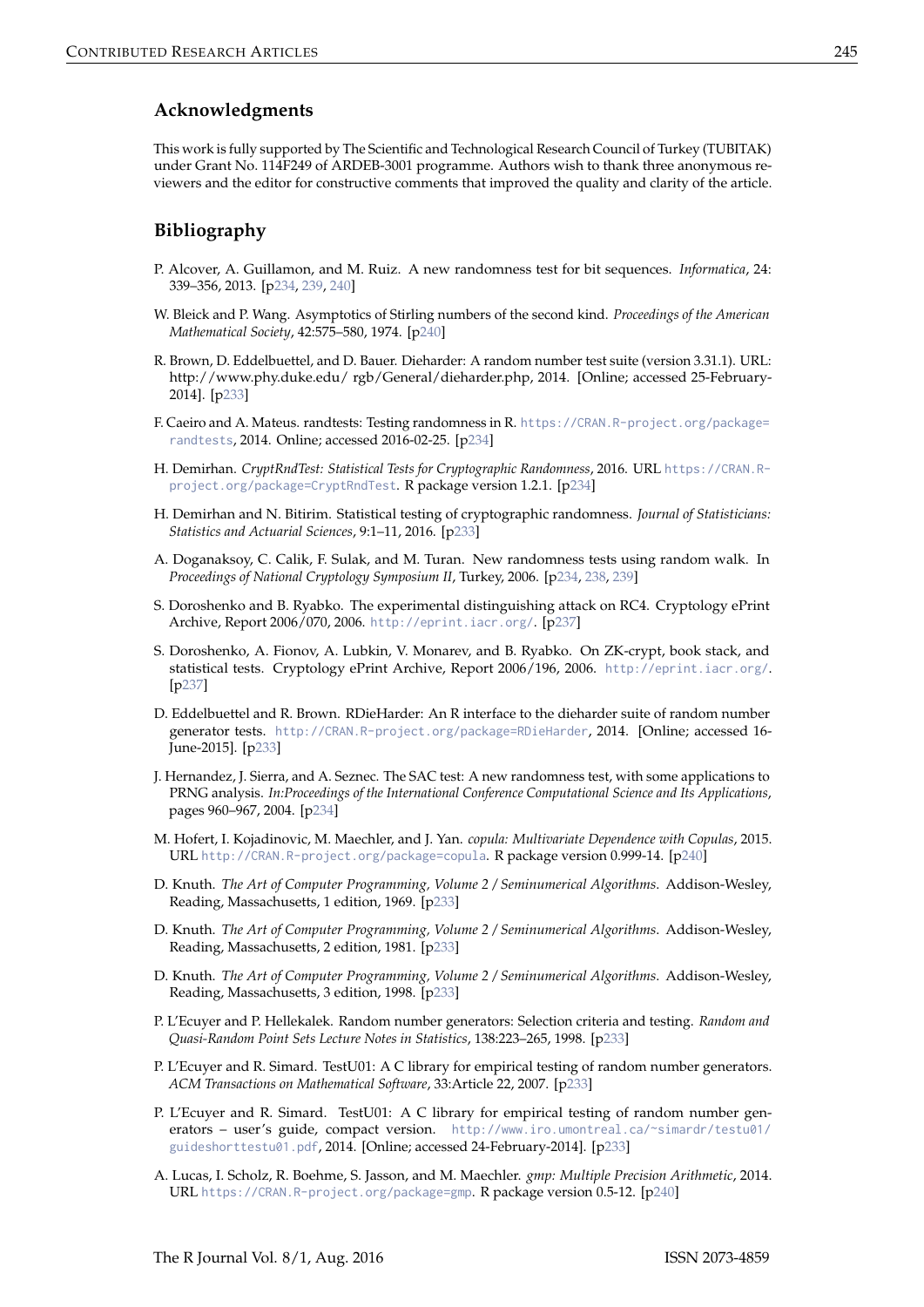## Acknowledgments

This work is fully supported by The Scientific and Technological Research Council of Turkey (TUBITAK) under Grant No. 114F249 of ARDEB-3001 programme. Authors wish to thank three anonymous reviewers and the editor for constructive comments that improved the quality and clarity of the article.

## Bibliography

P. Alcover, A. Guillamon, and M. Ruiz. A new randomness test for bit sequences. *Informatica*, 24: 339–356, 2013. [p234, 239, 240]

W. Bleick and P. Wang. Asymptotics of Stirling numbers of the second kind. *Proceedings of the American Mathematical Society*, 42:575–580, 1974. [p240]

R. Brown, D. Eddelbuettel, and D. Bauer. Dieharder: A random number test suite (version 3.31.1). URL: http://www.phy.duke.edu/ rgb/General/dieharder.php, 2014. [Online; accessed 25-February-2014]. [p233]

F. Caeiro and A. Mateus. randtests: Testing randomness in R. https://CRAN.R-project.org/package=randtests, 2014. Online; accessed 2016-02-25. [p234]

H. Demirhan. *CryptRndTest: Statistical Tests for Cryptographic Randomness*, 2016. URL https://CRAN.R-project.org/package=CryptRndTest. R package version 1.2.1. [p234]

H. Demirhan and N. Bitirim. Statistical testing of cryptographic randomness. *Journal of Statisticians: Statistics and Actuarial Sciences*, 9:1–11, 2016. [p233]

A. Doganaksoy, C. Calik, F. Sulak, and M. Turan. New randomness tests using random walk. In *Proceedings of National Cryptology Symposium II*, Turkey, 2006. [p234, 238, 239]

S. Doroshenko and B. Ryabko. The experimental distinguishing attack on RC4. Cryptology ePrint Archive, Report 2006/070, 2006. http://eprint.iacr.org/. [p237]

S. Doroshenko, A. Fionov, A. Lubkin, V. Monarev, and B. Ryabko. On ZK-crypt, book stack, and statistical tests. Cryptology ePrint Archive, Report 2006/196, 2006. http://eprint.iacr.org/. [p237]

D. Eddelbuettel and R. Brown. RDieHarder: An R interface to the dieharder suite of random number generator tests. http://CRAN.R-project.org/package=RDieHarder, 2014. [Online; accessed 16-June-2015]. [p233]

J. Hernandez, J. Sierra, and A. Seznec. The SAC test: A new randomness test, with some applications to PRNG analysis. *In:Proceedings of the International Conference Computational Science and Its Applications*, pages 960–967, 2004. [p234]

M. Hofert, I. Kojadinovic, M. Maechler, and J. Yan. *copula: Multivariate Dependence with Copulas*, 2015. URL http://CRAN.R-project.org/package=copula. R package version 0.999-14. [p240]

D. Knuth. *The Art of Computer Programming, Volume 2 / Seminumerical Algorithms*. Addison-Wesley, Reading, Massachusetts, 1 edition, 1969. [p233]

D. Knuth. *The Art of Computer Programming, Volume 2 / Seminumerical Algorithms*. Addison-Wesley, Reading, Massachusetts, 2 edition, 1981. [p233]

D. Knuth. *The Art of Computer Programming, Volume 2 / Seminumerical Algorithms*. Addison-Wesley, Reading, Massachusetts, 3 edition, 1998. [p233]

P. L'Ecuyer and P. Hellekalek. Random number generators: Selection criteria and testing. *Random and Quasi-Random Point Sets Lecture Notes in Statistics*, 138:223–265, 1998. [p233]

P. L'Ecuyer and R. Simard. TestU01: A C library for empirical testing of random number generators. *ACM Transactions on Mathematical Software*, 33:Article 22, 2007. [p233]

P. L'Ecuyer and R. Simard. TestU01: A C library for empirical testing of random number generators – user's guide, compact version. http://www.iro.umontreal.ca/~simardr/testu01/guideshorttestu01.pdf, 2014. [Online; accessed 24-February-2014]. [p233]

A. Lucas, I. Scholz, R. Boehme, S. Jasson, and M. Maechler. *gmp: Multiple Precision Arithmetic*, 2014. URL https://CRAN.R-project.org/package=gmp. R package version 0.5-12. [p240]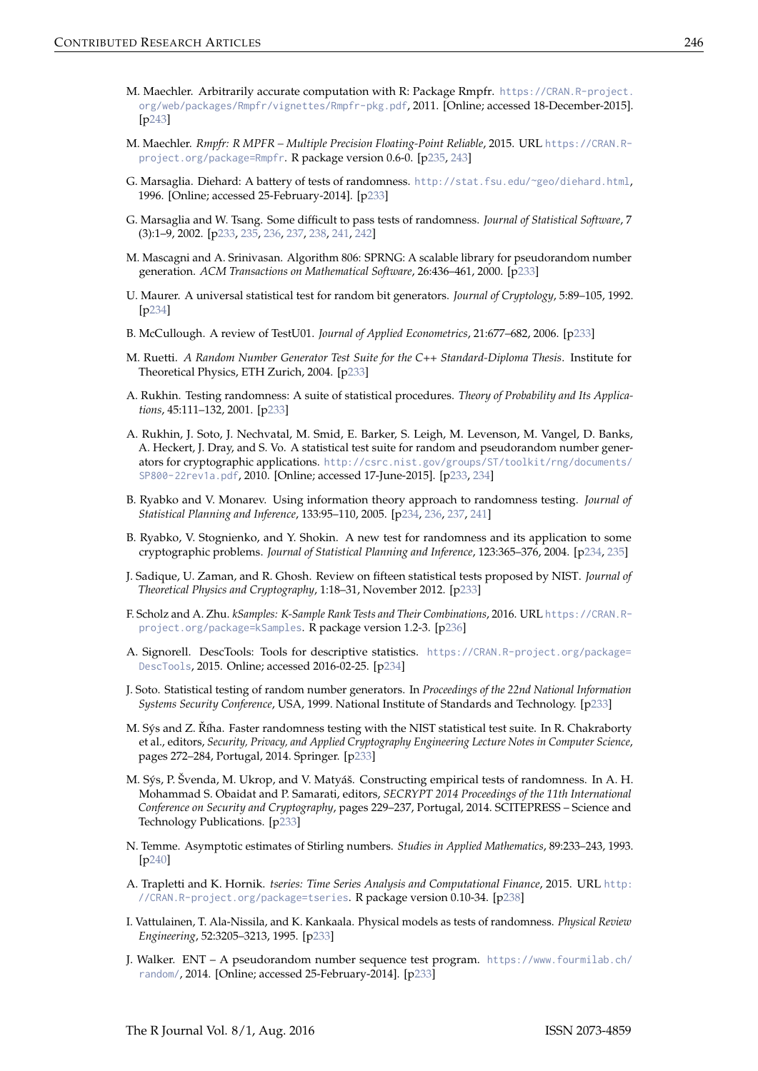M. Maechler. Arbitrarily accurate computation with R: Package Rmpfr. https://CRAN.R-project.org/web/packages/Rmpfr/vignettes/Rmpfr-pkg.pdf, 2011. [Online; accessed 18-December-2015]. [p243]

M. Maechler. *Rmpfr: R MPFR – Multiple Precision Floating-Point Reliable*, 2015. URL https://CRAN.R-project.org/package=Rmpfr. R package version 0.6-0. [p235, 243]

G. Marsaglia. Diehard: A battery of tests of randomness. http://stat.fsu.edu/~geo/diehard.html, 1996. [Online; accessed 25-February-2014]. [p233]

G. Marsaglia and W. Tsang. Some difficult to pass tests of randomness. *Journal of Statistical Software*, 7 (3):1–9, 2002. [p233, 235, 236, 237, 238, 241, 242]

M. Mascagni and A. Srinivasan. Algorithm 806: SPRNG: A scalable library for pseudorandom number generation. *ACM Transactions on Mathematical Software*, 26:436–461, 2000. [p233]

U. Maurer. A universal statistical test for random bit generators. *Journal of Cryptology*, 5:89–105, 1992. [p234]

B. McCullough. A review of TestU01. *Journal of Applied Econometrics*, 21:677–682, 2006. [p233]

M. Ruetti. *A Random Number Generator Test Suite for the C++ Standard-Diploma Thesis*. Institute for Theoretical Physics, ETH Zurich, 2004. [p233]

A. Rukhin. Testing randomness: A suite of statistical procedures. *Theory of Probability and Its Applications*, 45:111–132, 2001. [p233]

A. Rukhin, J. Soto, J. Nechvatal, M. Smid, E. Barker, S. Leigh, M. Levenson, M. Vangel, D. Banks, A. Heckert, J. Dray, and S. Vo. A statistical test suite for random and pseudorandom number generators for cryptographic applications. http://csrc.nist.gov/groups/ST/toolkit/rng/documents/SP800-22rev1a.pdf, 2010. [Online; accessed 17-June-2015]. [p233, 234]

B. Ryabko and V. Monarev. Using information theory approach to randomness testing. *Journal of Statistical Planning and Inference*, 133:95–110, 2005. [p234, 236, 237, 241]

B. Ryabko, V. Stognienko, and Y. Shokin. A new test for randomness and its application to some cryptographic problems. *Journal of Statistical Planning and Inference*, 123:365–376, 2004. [p234, 235]

J. Sadique, U. Zaman, and R. Ghosh. Review on fifteen statistical tests proposed by NIST. *Journal of Theoretical Physics and Cryptography*, 1:18–31, November 2012. [p233]

F. Scholz and A. Zhu. *kSamples: K-Sample Rank Tests and Their Combinations*, 2016. URL https://CRAN.R-project.org/package=kSamples. R package version 1.2-3. [p236]

A. Signorell. DescTools: Tools for descriptive statistics. https://CRAN.R-project.org/package=DescTools, 2015. Online; accessed 2016-02-25. [p234]

J. Soto. Statistical testing of random number generators. In *Proceedings of the 22nd National Information Systems Security Conference*, USA, 1999. National Institute of Standards and Technology. [p233]

M. Sýs and Z. Říha. Faster randomness testing with the NIST statistical test suite. In R. Chakraborty et al., editors, *Security, Privacy, and Applied Cryptography Engineering Lecture Notes in Computer Science*, pages 272–284, Portugal, 2014. Springer. [p233]

M. Sýs, P. Švenda, M. Ukrop, and V. Matyáš. Constructing empirical tests of randomness. In A. H. Mohammad S. Obaidat and P. Samarati, editors, *SECRYPT 2014 Proceedings of the 11th International Conference on Security and Cryptography*, pages 229–237, Portugal, 2014. SCITEPRESS – Science and Technology Publications. [p233]

N. Temme. Asymptotic estimates of Stirling numbers. *Studies in Applied Mathematics*, 89:233–243, 1993. [p240]

A. Trapletti and K. Hornik. *tseries: Time Series Analysis and Computational Finance*, 2015. URL http://CRAN.R-project.org/package=tseries. R package version 0.10-34. [p238]

I. Vattulainen, T. Ala-Nissila, and K. Kankaala. Physical models as tests of randomness. *Physical Review Engineering*, 52:3205–3213, 1995. [p233]

J. Walker. ENT – A pseudorandom number sequence test program. https://www.fourmilab.ch/random/, 2014. [Online; accessed 25-February-2014]. [p233]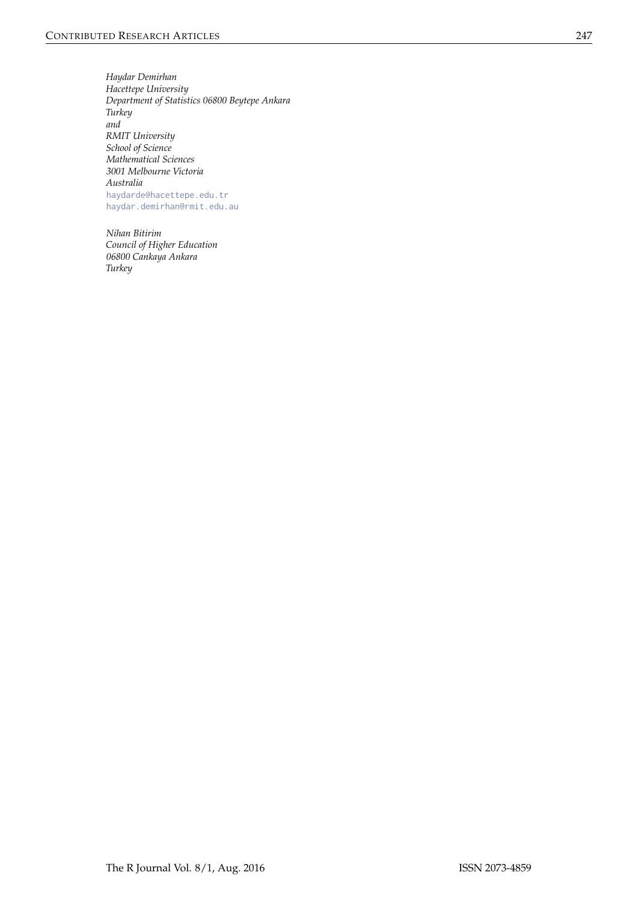*Haydar Demirhan*
*Hacettepe University*
*Department of Statistics 06800 Beytepe Ankara*
*Turkey*
*and*
*RMIT University*
*School of Science*
*Mathematical Sciences*
*3001 Melbourne Victoria*
*Australia*
haydarde@hacettepe.edu.tr
haydar.demirhan@rmit.edu.au

*Nihan Bitirim*
*Council of Higher Education*
*06800 Cankaya Ankara*
*Turkey*